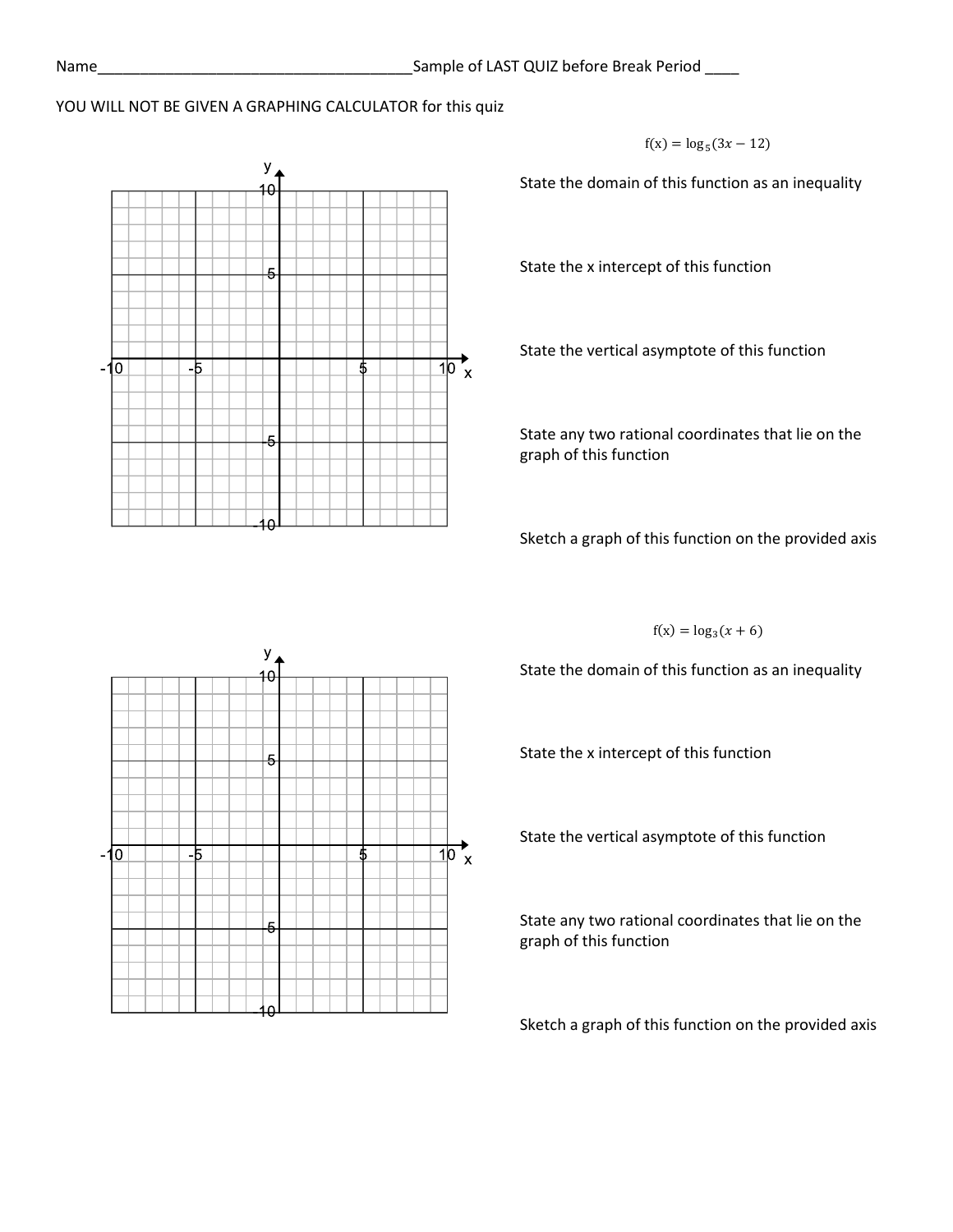Name_______________________________________Sample of LAST QUIZ before Break Period ____

YOU WILL NOT BE GIVEN A GRAPHING CALCULATOR for this quiz

$$f(x) = \log_5(3x - 12)$$

State the domain of this function as an inequality

State the x intercept of this function

State the vertical asymptote of this function

State any two rational coordinates that lie on the graph of this function

Sketch a graph of this function on the provided axis

$$f(x) = \log_3(x + 6)$$

State the domain of this function as an inequality

State the x intercept of this function

State the vertical asymptote of this function

State any two rational coordinates that lie on the graph of this function

Sketch a graph of this function on the provided axis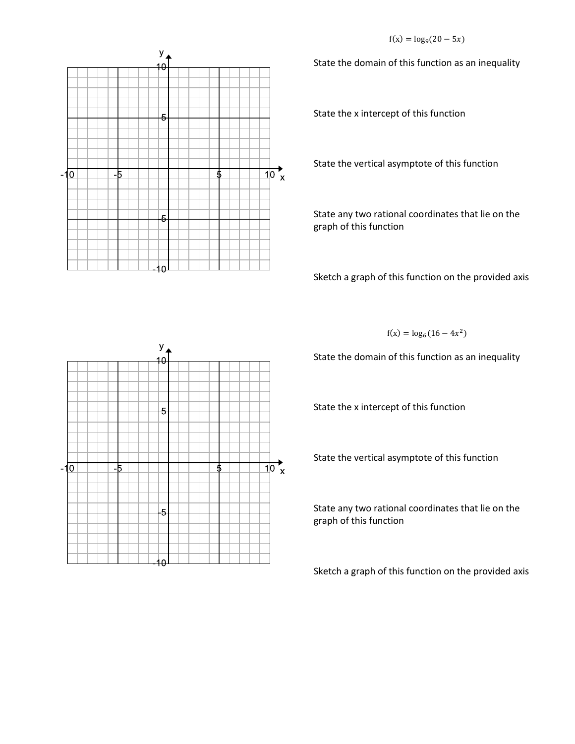$f(x) = \log_9(20 - 5x)$

State the domain of this function as an inequality

State the x intercept of this function

State the vertical asymptote of this function

State any two rational coordinates that lie on the graph of this function

Sketch a graph of this function on the provided axis

$f(x) = \log_6(16 - 4x^2)$

State the domain of this function as an inequality

State the x intercept of this function

State the vertical asymptote of this function

State any two rational coordinates that lie on the graph of this function

Sketch a graph of this function on the provided axis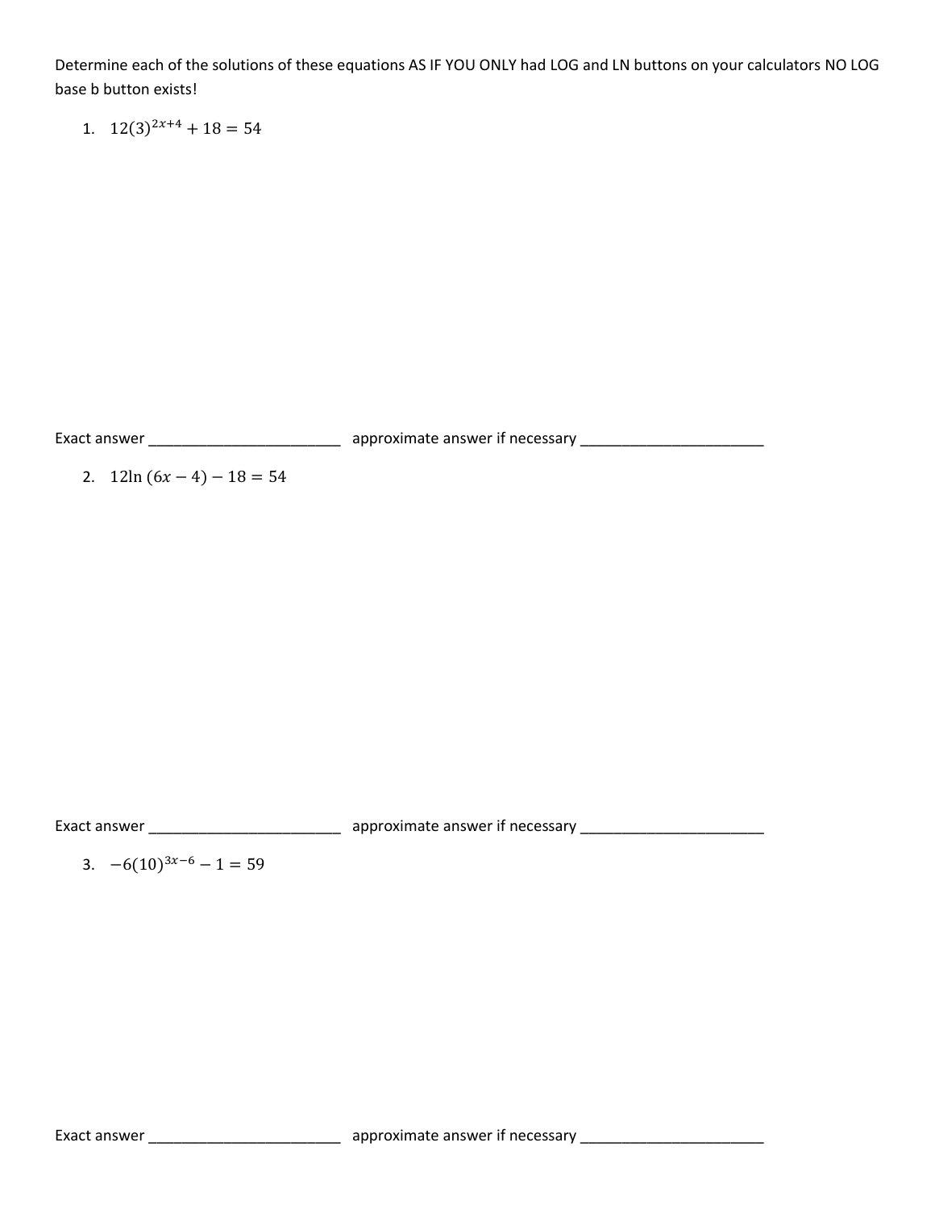Determine each of the solutions of these equations AS IF YOU ONLY had LOG and LN buttons on your calculators NO LOG base b button exists!

1. $12(3)^{2x+4} + 18 = 54$

Exact answer ________________________ approximate answer if necessary ________________________

2. $12\ln(6x - 4) - 18 = 54$

Exact answer ________________________ approximate answer if necessary ________________________

3. $-6(10)^{3x-6} - 1 = 59$

Exact answer ________________________ approximate answer if necessary ________________________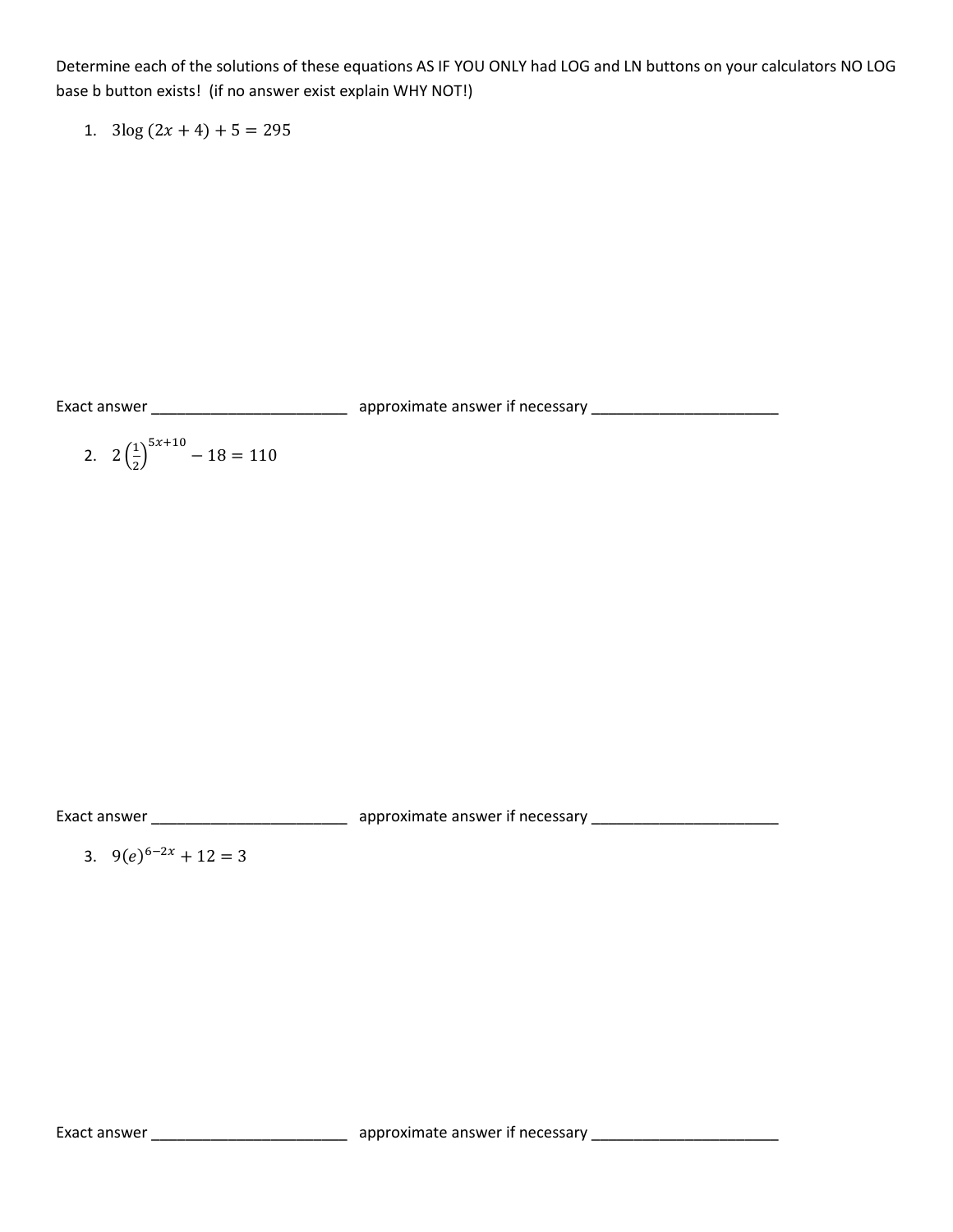Determine each of the solutions of these equations AS IF YOU ONLY had LOG and LN buttons on your calculators NO LOG base b button exists! (if no answer exist explain WHY NOT!)

1. $3\log(2x+4)+5=295$

Exact answer ________________________ approximate answer if necessary ________________________

2. $2\left(\frac{1}{2}\right)^{5x+10}-18=110$

Exact answer ________________________ approximate answer if necessary ________________________

3. $9(e)^{6-2x}+12=3$

Exact answer ________________________ approximate answer if necessary ________________________